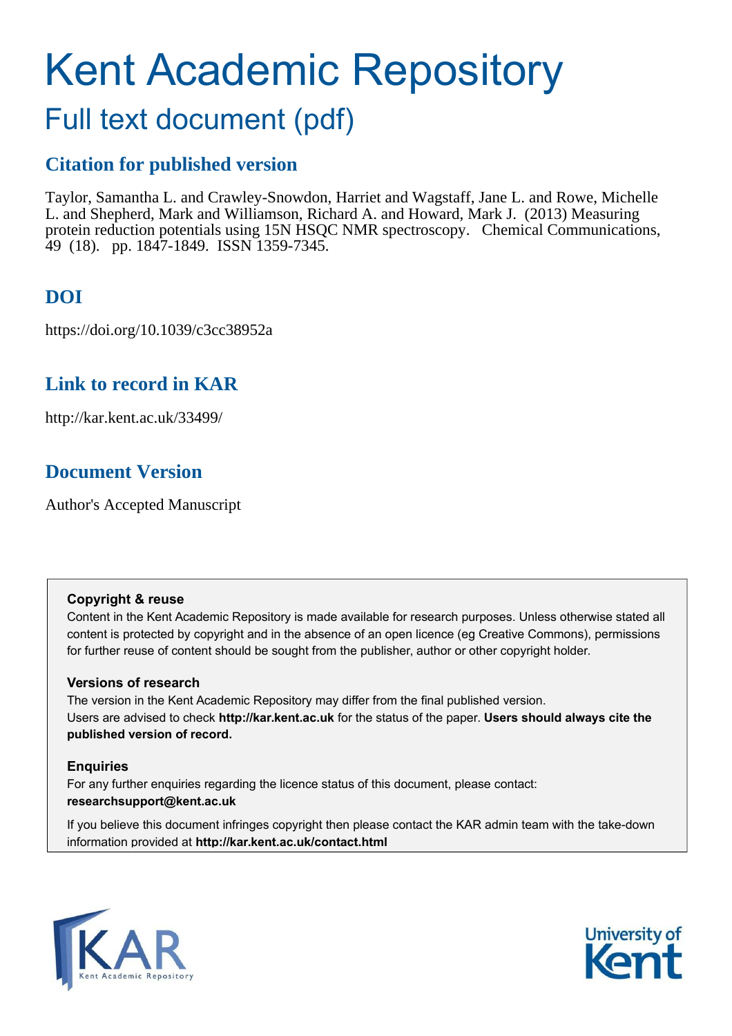# Kent Academic Repository

## Full text document (pdf)

### Citation for published version

Taylor, Samantha L. and Crawley-Snowdon, Harriet and Wagstaff, Jane L. and Rowe, Michelle L. and Shepherd, Mark and Williamson, Richard A. and Howard, Mark J. (2013) Measuring protein reduction potentials using 15N HSQC NMR spectroscopy. Chemical Communications, 49 (18). pp. 1847-1849. ISSN 1359-7345.

### DOI

https://doi.org/10.1039/c3cc38952a

### Link to record in KAR

http://kar.kent.ac.uk/33499/

### Document Version

Author's Accepted Manuscript

**Copyright & reuse**

Content in the Kent Academic Repository is made available for research purposes. Unless otherwise stated all content is protected by copyright and in the absence of an open licence (eg Creative Commons), permissions for further reuse of content should be sought from the publisher, author or other copyright holder.

**Versions of research**

The version in the Kent Academic Repository may differ from the final published version. Users are advised to check **http://kar.kent.ac.uk** for the status of the paper. **Users should always cite the published version of record.**

**Enquiries**

For any further enquiries regarding the licence status of this document, please contact: **researchsupport@kent.ac.uk**

If you believe this document infringes copyright then please contact the KAR admin team with the take-down information provided at **http://kar.kent.ac.uk/contact.html**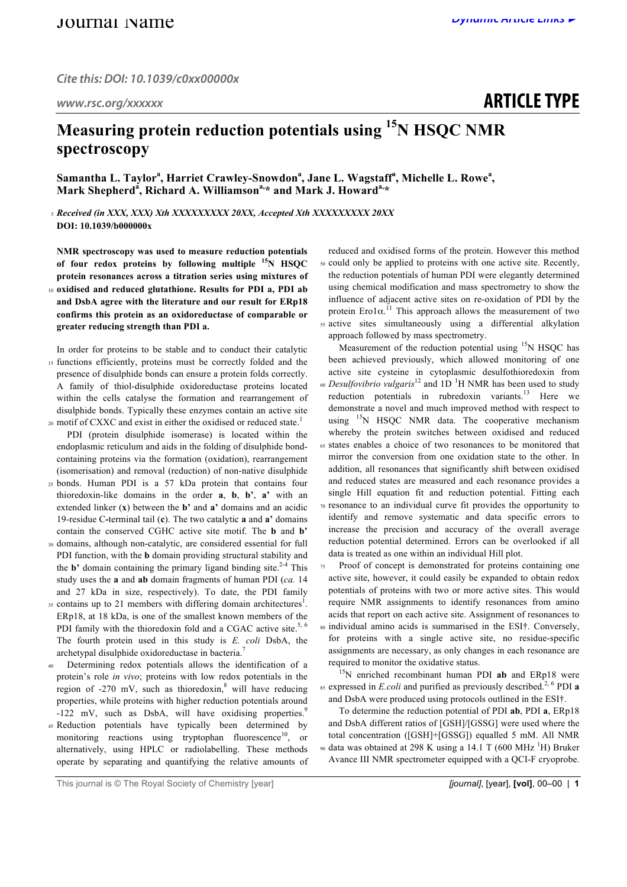# Measuring protein reduction potentials using $^{15}$N HSQC NMR spectroscopy

**Samantha L. Taylor[a], Harriet Crawley-Snowdon[a], Jane L. Wagstaff[a], Michelle L. Rowe[a], Mark Shepherd[a], Richard A. Williamson[a,*] and Mark J. Howard[a,*]**

*Received (in XXX, XXX) Xth XXXXXXXXX 20XX, Accepted Xth XXXXXXXXX 20XX*

**DOI: 10.1039/b000000x**

**NMR spectroscopy was used to measure reduction potentials of four redox proteins by following multiple $^{15}$N HSQC protein resonances across a titration series using mixtures of oxidised and reduced glutathione. Results for PDI a, PDI ab and DsbA agree with the literature and our result for ERp18 confirms this protein as an oxidoreductase of comparable or greater reducing strength than PDI a.**

In order for proteins to be stable and to conduct their catalytic functions efficiently, proteins must be correctly folded and the presence of disulphide bonds can ensure a protein folds correctly. A family of thiol-disulphide oxidoreductase proteins located within the cells catalyse the formation and rearrangement of disulphide bonds. Typically these enzymes contain an active site motif of CXXC and exist in either the oxidised or reduced state.[1]

PDI (protein disulphide isomerase) is located within the endoplasmic reticulum and aids in the folding of disulphide bond-containing proteins via the formation (oxidation), rearrangement (isomerisation) and removal (reduction) of non-native disulphide bonds. Human PDI is a 57 kDa protein that contains four thioredoxin-like domains in the order **a**, **b**, **b'**, **a'** with an extended linker (**x**) between the **b'** and **a'** domains and an acidic 19-residue C-terminal tail (**c**). The two catalytic **a** and **a'** domains contain the conserved CGHC active site motif. The **b** and **b'** domains, although non-catalytic, are considered essential for full PDI function, with the **b** domain providing structural stability and the **b'** domain containing the primary ligand binding site.[2-4] This study uses the **a** and **ab** domain fragments of human PDI (*ca.* 14 and 27 kDa in size, respectively). To date, the PDI family contains up to 21 members with differing domain architectures[1]. ERp18, at 18 kDa, is one of the smallest known members of the PDI family with the thioredoxin fold and a CGAC active site.[5, 6] The fourth protein used in this study is *E. coli* DsbA, the archetypal disulphide oxidoreductase in bacteria.[7]

Determining redox potentials allows the identification of a protein's role *in vivo*; proteins with low redox potentials in the region of -270 mV, such as thioredoxin,[8] will have reducing properties, while proteins with higher reduction potentials around -122 mV, such as DsbA, will have oxidising properties.[9] Reduction potentials have typically been determined by monitoring reactions using tryptophan fluorescence[10], or alternatively, using HPLC or radiolabelling. These methods operate by separating and quantifying the relative amounts of reduced and oxidised forms of the protein. However this method could only be applied to proteins with one active site. Recently, the reduction potentials of human PDI were elegantly determined using chemical modification and mass spectrometry to show the influence of adjacent active sites on re-oxidation of PDI by the protein Ero1α.[11] This approach allows the measurement of two active sites simultaneously using a differential alkylation approach followed by mass spectrometry.

Measurement of the reduction potential using $^{15}$N HSQC has been achieved previously, which allowed monitoring of one active site cysteine in cytoplasmic desulfothioredoxin from *Desulfovibrio vulgaris*[12] and 1D $^{1}$H NMR has been used to study reduction potentials in rubredoxin variants.[13] Here we demonstrate a novel and much improved method with respect to using $^{15}$N HSQC NMR data. The cooperative mechanism whereby the protein switches between oxidised and reduced states enables a choice of two resonances to be monitored that mirror the conversion from one oxidation state to the other. In addition, all resonances that significantly shift between oxidised and reduced states are measured and each resonance provides a single Hill equation fit and reduction potential. Fitting each resonance to an individual curve fit provides the opportunity to identify and remove systematic and data specific errors to increase the precision and accuracy of the overall average reduction potential determined. Errors can be overlooked if all data is treated as one within an individual Hill plot.

Proof of concept is demonstrated for proteins containing one active site, however, it could easily be expanded to obtain redox potentials of proteins with two or more active sites. This would require NMR assignments to identify resonances from amino acids that report on each active site. Assignment of resonances to individual amino acids is summarised in the ESI†. Conversely, for proteins with a single active site, no residue-specific assignments are necessary, as only changes in each resonance are required to monitor the oxidative status.

$^{15}$N enriched recombinant human PDI **ab** and ERp18 were expressed in *E.coli* and purified as previously described.[2, 6] PDI **a** and DsbA were produced using protocols outlined in the ESI†.

To determine the reduction potential of PDI **ab**, PDI **a**, ERp18 and DsbA different ratios of [GSH]/[GSSG] were used where the total concentration ([GSH]+[GSSG]) equalled 5 mM. All NMR data was obtained at 298 K using a 14.1 T (600 MHz $^{1}$H) Bruker Avance III NMR spectrometer equipped with a QCI-F cryoprobe.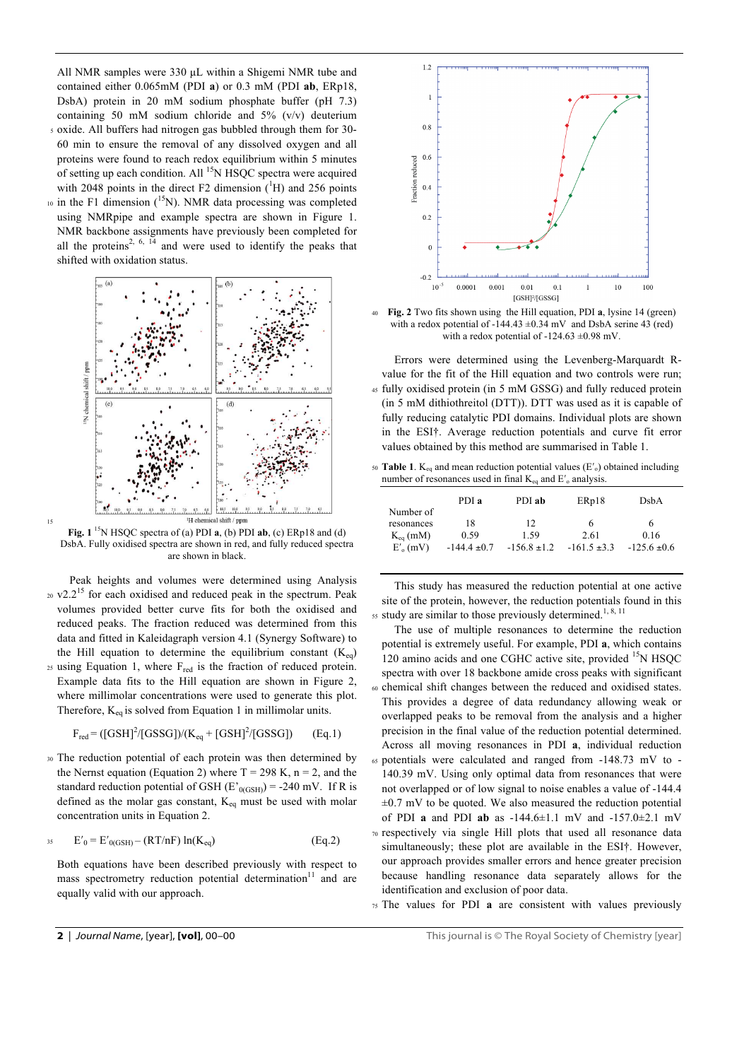All NMR samples were 330 μL within a Shigemi NMR tube and contained either 0.065mM (PDI **a**) or 0.3 mM (PDI **ab**, ERp18, DsbA) protein in 20 mM sodium phosphate buffer (pH 7.3) containing 50 mM sodium chloride and 5% (v/v) deuterium oxide. All buffers had nitrogen gas bubbled through them for 30-60 min to ensure the removal of any dissolved oxygen and all proteins were found to reach redox equilibrium within 5 minutes of setting up each condition. All $^{15}$N HSQC spectra were acquired with 2048 points in the direct F2 dimension ($^{1}$H) and 256 points in the F1 dimension ($^{15}$N). NMR data processing was completed using NMRpipe and example spectra are shown in Figure 1. NMR backbone assignments have previously been completed for all the proteins[2, 6, 14] and were used to identify the peaks that shifted with oxidation status.

**Fig. 1** $^{15}$N HSQC spectra of (a) PDI **a**, (b) PDI **ab**, (c) ERp18 and (d) DsbA. Fully oxidised spectra are shown in red, and fully reduced spectra are shown in black.

Peak heights and volumes were determined using Analysis v2.2[15] for each oxidised and reduced peak in the spectrum. Peak volumes provided better curve fits for both the oxidised and reduced peaks. The fraction reduced was determined from this data and fitted in Kaleidagraph version 4.1 (Synergy Software) to the Hill equation to determine the equilibrium constant ($K_{eq}$) using Equation 1, where $F_{red}$ is the fraction of reduced protein. Example data fits to the Hill equation are shown in Figure 2, where millimolar concentrations were used to generate this plot. Therefore, $K_{eq}$ is solved from Equation 1 in millimolar units.

$$F_{red} = ([GSH]^2/[GSSG])/(K_{eq} + [GSH]^2/[GSSG]) \qquad \text{(Eq.1)}$$

The reduction potential of each protein was then determined by the Nernst equation (Equation 2) where T = 298 K, n = 2, and the standard reduction potential of GSH ($E'_{0(GSH)}$) = -240 mV. If R is defined as the molar gas constant, $K_{eq}$ must be used with molar concentration units in Equation 2.

$$E'_0 = E'_{0(GSH)} - (RT/nF)\ln(K_{eq}) \qquad \text{(Eq.2)}$$

Both equations have been described previously with respect to mass spectrometry reduction potential determination[11] and are equally valid with our approach.

**Fig. 2** Two fits shown using the Hill equation, PDI **a**, lysine 14 (green) with a redox potential of -144.43 ±0.34 mV and DsbA serine 43 (red) with a redox potential of -124.63 ±0.98 mV.

Errors were determined using the Levenberg-Marquardt R-value for the fit of the Hill equation and two controls were run; fully oxidised protein (in 5 mM GSSG) and fully reduced protein (in 5 mM dithiothreitol (DTT)). DTT was used as it is capable of fully reducing catalytic PDI domains. Individual plots are shown in the ESI†. Average reduction potentials and curve fit error values obtained by this method are summarised in Table 1.

**Table 1**. $K_{eq}$ and mean reduction potential values ($E'_o$) obtained including number of resonances used in final $K_{eq}$ and $E'_o$ analysis.

| | PDI **a** | PDI **ab** | ERp18 | DsbA |
|---|---|---|---|---|
| Number of resonances | 18 | 12 | 6 | 6 |
| $K_{eq}$ (mM) | 0.59 | 1.59 | 2.61 | 0.16 |
| $E'_o$ (mV) | -144.4 ±0.7 | -156.8 ±1.2 | -161.5 ±3.3 | -125.6 ±0.6 |

This study has measured the reduction potential at one active site of the protein, however, the reduction potentials found in this study are similar to those previously determined.[1, 8, 11]

The use of multiple resonances to determine the reduction potential is extremely useful. For example, PDI **a**, which contains 120 amino acids and one CGHC active site, provided $^{15}$N HSQC spectra with over 18 backbone amide cross peaks with significant chemical shift changes between the reduced and oxidised states. This provides a degree of data redundancy allowing weak or overlapped peaks to be removal from the analysis and a higher precision in the final value of the reduction potential determined. Across all moving resonances in PDI **a**, individual reduction potentials were calculated and ranged from -148.73 mV to -140.39 mV. Using only optimal data from resonances that were not overlapped or of low signal to noise enables a value of -144.4 ±0.7 mV to be quoted. We also measured the reduction potential of PDI **a** and PDI **ab** as -144.6±1.1 mV and -157.0±2.1 mV respectively via single Hill plots that used all resonance data simultaneously; these plot are available in the ESI†. However, our approach provides smaller errors and hence greater precision because handling resonance data separately allows for the identification and exclusion of poor data.

The values for PDI **a** are consistent with values previously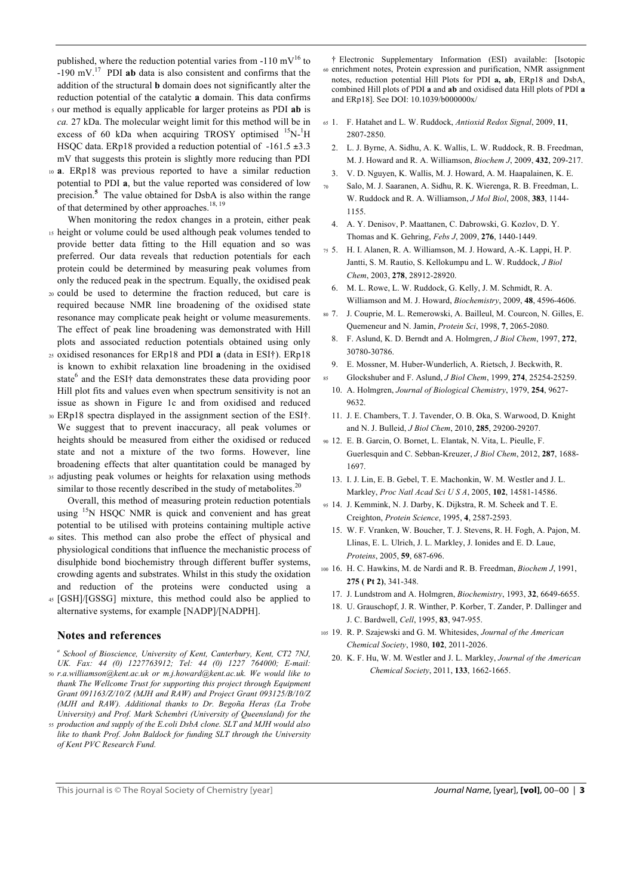published, where the reduction potential varies from -110 mV[16] to -190 mV.[17] PDI **ab** data is also consistent and confirms that the addition of the structural **b** domain does not significantly alter the reduction potential of the catalytic **a** domain. This data confirms our method is equally applicable for larger proteins as PDI **ab** is *ca.* 27 kDa. The molecular weight limit for this method will be in excess of 60 kDa when acquiring TROSY optimised $^{15}N$-$^{1}H$ HSQC data. ERp18 provided a reduction potential of -161.5 ±3.3 mV that suggests this protein is slightly more reducing than PDI **a**. ERp18 was previous reported to have a similar reduction potential to PDI **a**, but the value reported was considered of low precision.[5] The value obtained for DsbA is also within the range of that determined by other approaches.[18, 19]

When monitoring the redox changes in a protein, either peak height or volume could be used although peak volumes tended to provide better data fitting to the Hill equation and so was preferred. Our data reveals that reduction potentials for each protein could be determined by measuring peak volumes from only the reduced peak in the spectrum. Equally, the oxidised peak could be used to determine the fraction reduced, but care is required because NMR line broadening of the oxidised state resonance may complicate peak height or volume measurements. The effect of peak line broadening was demonstrated with Hill plots and associated reduction potentials obtained using only oxidised resonances for ERp18 and PDI **a** (data in ESI†). ERp18 is known to exhibit relaxation line broadening in the oxidised state[6] and the ESI† data demonstrates these data providing poor Hill plot fits and values even when spectrum sensitivity is not an issue as shown in Figure 1c and from oxidised and reduced ERp18 spectra displayed in the assignment section of the ESI†. We suggest that to prevent inaccuracy, all peak volumes or heights should be measured from either the oxidised or reduced state and not a mixture of the two forms. However, line broadening effects that alter quantitation could be managed by adjusting peak volumes or heights for relaxation using methods similar to those recently described in the study of metabolites.[20]

Overall, this method of measuring protein reduction potentials using $^{15}N$ HSQC NMR is quick and convenient and has great potential to be utilised with proteins containing multiple active sites. This method can also probe the effect of physical and physiological conditions that influence the mechanistic process of disulphide bond biochemistry through different buffer systems, crowding agents and substrates. Whilst in this study the oxidation and reduction of the proteins were conducted using a [GSH]/[GSSG] mixture, this method could also be applied to alternative systems, for example [NADP]/[NADPH].

## Notes and references

[a] *School of Bioscience, University of Kent, Canterbury, Kent, CT2 7NJ, UK. Fax: 44 (0) 1227763912; Tel: 44 (0) 1227 764000; E-mail: r.a.williamson@kent.ac.uk or m.j.howard@kent.ac.uk. We would like to thank The Wellcome Trust for supporting this project through Equipment Grant 091163/Z/10/Z (MJH and RAW) and Project Grant 093125/B/10/Z (MJH and RAW). Additional thanks to Dr. Begoña Heras (La Trobe University) and Prof. Mark Schembri (University of Queensland) for the production and supply of the E.coli DsbA clone. SLT and MJH would also like to thank Prof. John Baldock for funding SLT through the University of Kent PVC Research Fund.*

† Electronic Supplementary Information (ESI) available: [Isotopic enrichment notes, Protein expression and purification, NMR assignment notes, reduction potential Hill Plots for PDI **a**, **ab**, ERp18 and DsbA, combined Hill plots of PDI **a** and **ab** and oxidised data Hill plots of PDI **a** and ERp18]. See DOI: 10.1039/b000000x/

1. F. Hatahet and L. W. Ruddock, *Antioxid Redox Signal*, 2009, **11**, 2807-2850.
2. L. J. Byrne, A. Sidhu, A. K. Wallis, L. W. Ruddock, R. B. Freedman, M. J. Howard and R. A. Williamson, *Biochem J*, 2009, **432**, 209-217.
3. V. D. Nguyen, K. Wallis, M. J. Howard, A. M. Haapalainen, K. E. Salo, M. J. Saaranen, A. Sidhu, R. K. Wierenga, R. B. Freedman, L. W. Ruddock and R. A. Williamson, *J Mol Biol*, 2008, **383**, 1144-1155.
4. A. Y. Denisov, P. Maattanen, C. Dabrowski, G. Kozlov, D. Y. Thomas and K. Gehring, *Febs J*, 2009, **276**, 1440-1449.
5. H. I. Alanen, R. A. Williamson, M. J. Howard, A.-K. Lappi, H. P. Jantti, S. M. Rautio, S. Kellokumpu and L. W. Ruddock, *J Biol Chem*, 2003, **278**, 28912-28920.
6. M. L. Rowe, L. W. Ruddock, G. Kelly, J. M. Schmidt, R. A. Williamson and M. J. Howard, *Biochemistry*, 2009, **48**, 4596-4606.
7. J. Couprie, M. L. Remerowski, A. Bailleul, M. Courcon, N. Gilles, E. Quemeneur and N. Jamin, *Protein Sci*, 1998, **7**, 2065-2080.
8. F. Aslund, K. D. Berndt and A. Holmgren, *J Biol Chem*, 1997, **272**, 30780-30786.
9. E. Mossner, M. Huber-Wunderlich, A. Rietsch, J. Beckwith, R. Glockshuber and F. Aslund, *J Biol Chem*, 1999, **274**, 25254-25259.
10. A. Holmgren, *Journal of Biological Chemistry*, 1979, **254**, 9627-9632.
11. J. E. Chambers, T. J. Tavender, O. B. Oka, S. Warwood, D. Knight and N. J. Bulleid, *J Biol Chem*, 2010, **285**, 29200-29207.
12. E. B. Garcin, O. Bornet, L. Elantak, N. Vita, L. Pieulle, F. Guerlesquin and C. Sebban-Kreuzer, *J Biol Chem*, 2012, **287**, 1688-1697.
13. I. J. Lin, E. B. Gebel, T. E. Machonkin, W. M. Westler and J. L. Markley, *Proc Natl Acad Sci U S A*, 2005, **102**, 14581-14586.
14. J. Kemmink, N. J. Darby, K. Dijkstra, R. M. Scheek and T. E. Creighton, *Protein Science*, 1995, **4**, 2587-2593.
15. W. F. Vranken, W. Boucher, T. J. Stevens, R. H. Fogh, A. Pajon, M. Llinas, E. L. Ulrich, J. L. Markley, J. Ionides and E. D. Laue, *Proteins*, 2005, **59**, 687-696.
16. H. C. Hawkins, M. de Nardi and R. B. Freedman, *Biochem J*, 1991, **275 ( Pt 2)**, 341-348.
17. J. Lundstrom and A. Holmgren, *Biochemistry*, 1993, **32**, 6649-6655.
18. U. Grauschopf, J. R. Winther, P. Korber, T. Zander, P. Dallinger and J. C. Bardwell, *Cell*, 1995, **83**, 947-955.
19. R. P. Szajewski and G. M. Whitesides, *Journal of the American Chemical Society*, 1980, **102**, 2011-2026.
20. K. F. Hu, W. M. Westler and J. L. Markley, *Journal of the American Chemical Society*, 2011, **133**, 1662-1665.